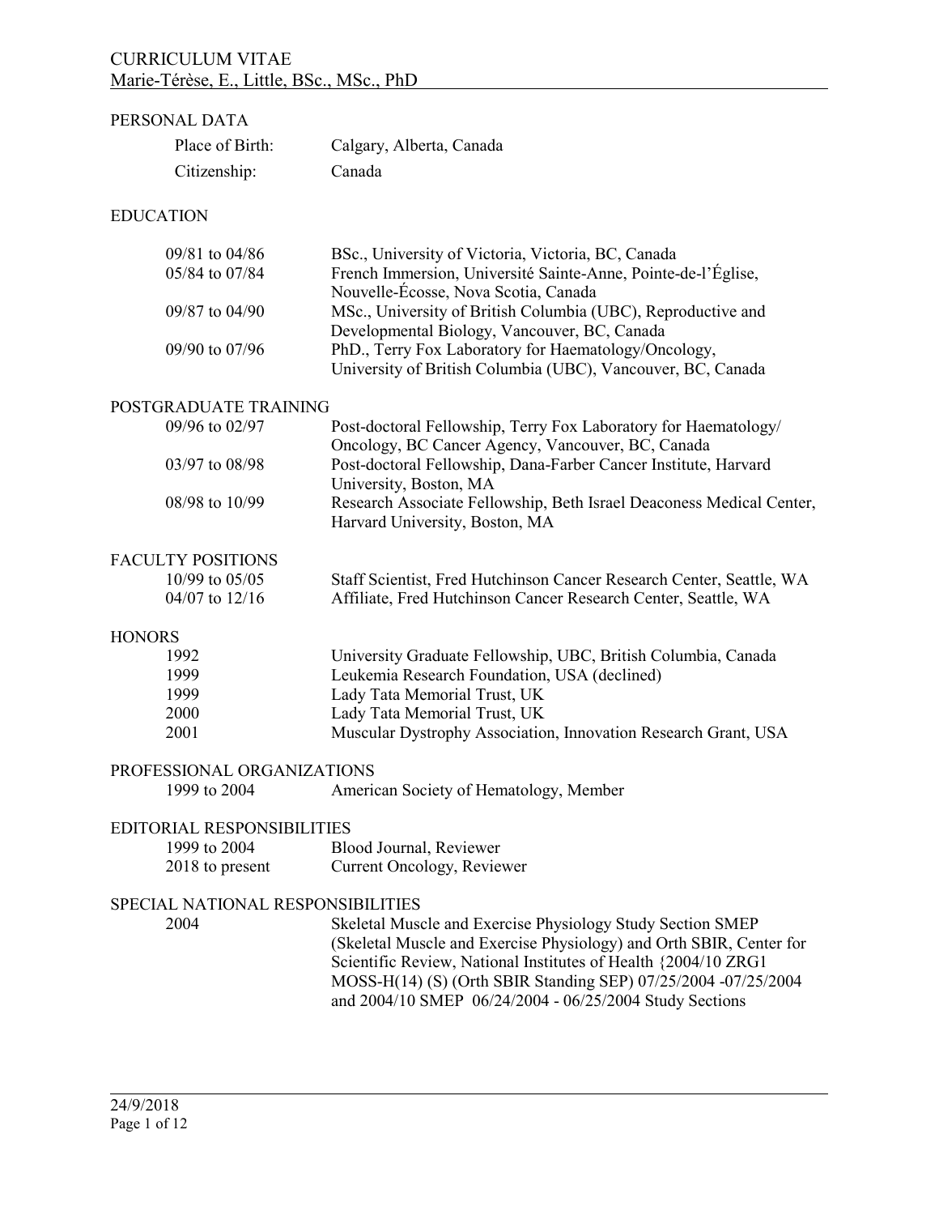# CURRICULUM VITAE

## Marie-Térèse, E., Little, BSc., MSc., PhD

## PERSONAL DATA

| | |
|---|---|
| Place of Birth: | Calgary, Alberta, Canada |
| Citizenship: | Canada |

## EDUCATION

| | |
|---|---|
| 09/81 to 04/86 | BSc., University of Victoria, Victoria, BC, Canada |
| 05/84 to 07/84 | French Immersion, Université Sainte-Anne, Pointe-de-l'Église, Nouvelle-Écosse, Nova Scotia, Canada |
| 09/87 to 04/90 | MSc., University of British Columbia (UBC), Reproductive and Developmental Biology, Vancouver, BC, Canada |
| 09/90 to 07/96 | PhD., Terry Fox Laboratory for Haematology/Oncology, University of British Columbia (UBC), Vancouver, BC, Canada |

## POSTGRADUATE TRAINING

| | |
|---|---|
| 09/96 to 02/97 | Post-doctoral Fellowship, Terry Fox Laboratory for Haematology/Oncology, BC Cancer Agency, Vancouver, BC, Canada |
| 03/97 to 08/98 | Post-doctoral Fellowship, Dana-Farber Cancer Institute, Harvard University, Boston, MA |
| 08/98 to 10/99 | Research Associate Fellowship, Beth Israel Deaconess Medical Center, Harvard University, Boston, MA |

## FACULTY POSITIONS

| | |
|---|---|
| 10/99 to 05/05 | Staff Scientist, Fred Hutchinson Cancer Research Center, Seattle, WA |
| 04/07 to 12/16 | Affiliate, Fred Hutchinson Cancer Research Center, Seattle, WA |

## HONORS

| | |
|---|---|
| 1992 | University Graduate Fellowship, UBC, British Columbia, Canada |
| 1999 | Leukemia Research Foundation, USA (declined) |
| 1999 | Lady Tata Memorial Trust, UK |
| 2000 | Lady Tata Memorial Trust, UK |
| 2001 | Muscular Dystrophy Association, Innovation Research Grant, USA |

## PROFESSIONAL ORGANIZATIONS

| | |
|---|---|
| 1999 to 2004 | American Society of Hematology, Member |

## EDITORIAL RESPONSIBILITIES

| | |
|---|---|
| 1999 to 2004 | Blood Journal, Reviewer |
| 2018 to present | Current Oncology, Reviewer |

## SPECIAL NATIONAL RESPONSIBILITIES

| | |
|---|---|
| 2004 | Skeletal Muscle and Exercise Physiology Study Section SMEP (Skeletal Muscle and Exercise Physiology) and Orth SBIR, Center for Scientific Review, National Institutes of Health {2004/10 ZRG1 MOSS-H(14) (S) (Orth SBIR Standing SEP) 07/25/2004 -07/25/2004 and 2004/10 SMEP 06/24/2004 - 06/25/2004 Study Sections |

24/9/2018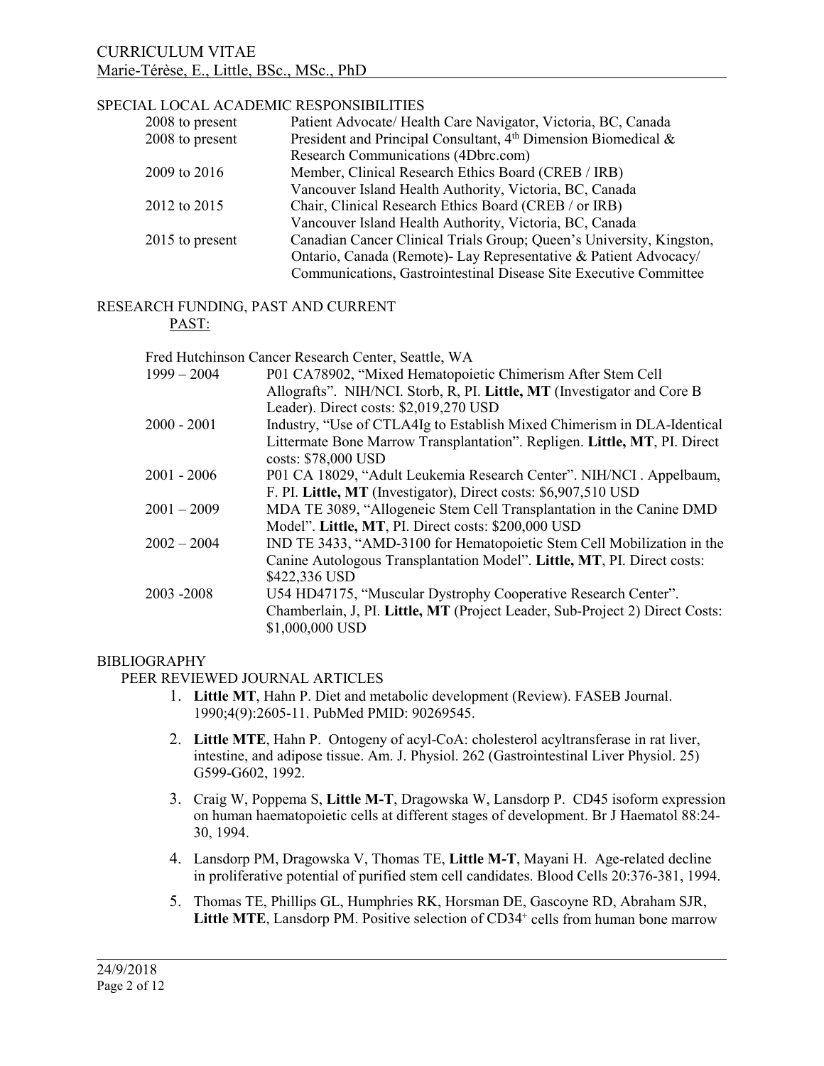## SPECIAL LOCAL ACADEMIC RESPONSIBILITIES

| | |
|---|---|
| 2008 to present | Patient Advocate/ Health Care Navigator, Victoria, BC, Canada |
| 2008 to present | President and Principal Consultant, 4th Dimension Biomedical & Research Communications (4Dbrc.com) |
| 2009 to 2016 | Member, Clinical Research Ethics Board (CREB / IRB) Vancouver Island Health Authority, Victoria, BC, Canada |
| 2012 to 2015 | Chair, Clinical Research Ethics Board (CREB / or IRB) Vancouver Island Health Authority, Victoria, BC, Canada |
| 2015 to present | Canadian Cancer Clinical Trials Group; Queen's University, Kingston, Ontario, Canada (Remote)- Lay Representative & Patient Advocacy/ Communications, Gastrointestinal Disease Site Executive Committee |

## RESEARCH FUNDING, PAST AND CURRENT

PAST:

Fred Hutchinson Cancer Research Center, Seattle, WA

| | |
|---|---|
| 1999 – 2004 | P01 CA78902, "Mixed Hematopoietic Chimerism After Stem Cell Allografts". NIH/NCI. Storb, R, PI. **Little, MT** (Investigator and Core B Leader). Direct costs: $2,019,270 USD |
| 2000 - 2001 | Industry, "Use of CTLA4Ig to Establish Mixed Chimerism in DLA-Identical Littermate Bone Marrow Transplantation". Repligen. **Little, MT**, PI. Direct costs: $78,000 USD |
| 2001 - 2006 | P01 CA 18029, "Adult Leukemia Research Center". NIH/NCI . Appelbaum, F. PI. **Little, MT** (Investigator), Direct costs: $6,907,510 USD |
| 2001 – 2009 | MDA TE 3089, "Allogeneic Stem Cell Transplantation in the Canine DMD Model". **Little, MT**, PI. Direct costs: $200,000 USD |
| 2002 – 2004 | IND TE 3433, "AMD-3100 for Hematopoietic Stem Cell Mobilization in the Canine Autologous Transplantation Model". **Little, MT**, PI. Direct costs: $422,336 USD |
| 2003 -2008 | U54 HD47175, "Muscular Dystrophy Cooperative Research Center". Chamberlain, J, PI. **Little, MT** (Project Leader, Sub-Project 2) Direct Costs: $1,000,000 USD |

## BIBLIOGRAPHY

### PEER REVIEWED JOURNAL ARTICLES

1. **Little MT**, Hahn P. Diet and metabolic development (Review). FASEB Journal. 1990;4(9):2605-11. PubMed PMID: 90269545.
2. **Little MTE**, Hahn P. Ontogeny of acyl-CoA: cholesterol acyltransferase in rat liver, intestine, and adipose tissue. Am. J. Physiol. 262 (Gastrointestinal Liver Physiol. 25) G599-G602, 1992.
3. Craig W, Poppema S, **Little M-T**, Dragowska W, Lansdorp P. CD45 isoform expression on human haematopoietic cells at different stages of development. Br J Haematol 88:24-30, 1994.
4. Lansdorp PM, Dragowska V, Thomas TE, **Little M-T**, Mayani H. Age-related decline in proliferative potential of purified stem cell candidates. Blood Cells 20:376-381, 1994.
5. Thomas TE, Phillips GL, Humphries RK, Horsman DE, Gascoyne RD, Abraham SJR, **Little MTE**, Lansdorp PM. Positive selection of $CD34^{+}$ cells from human bone marrow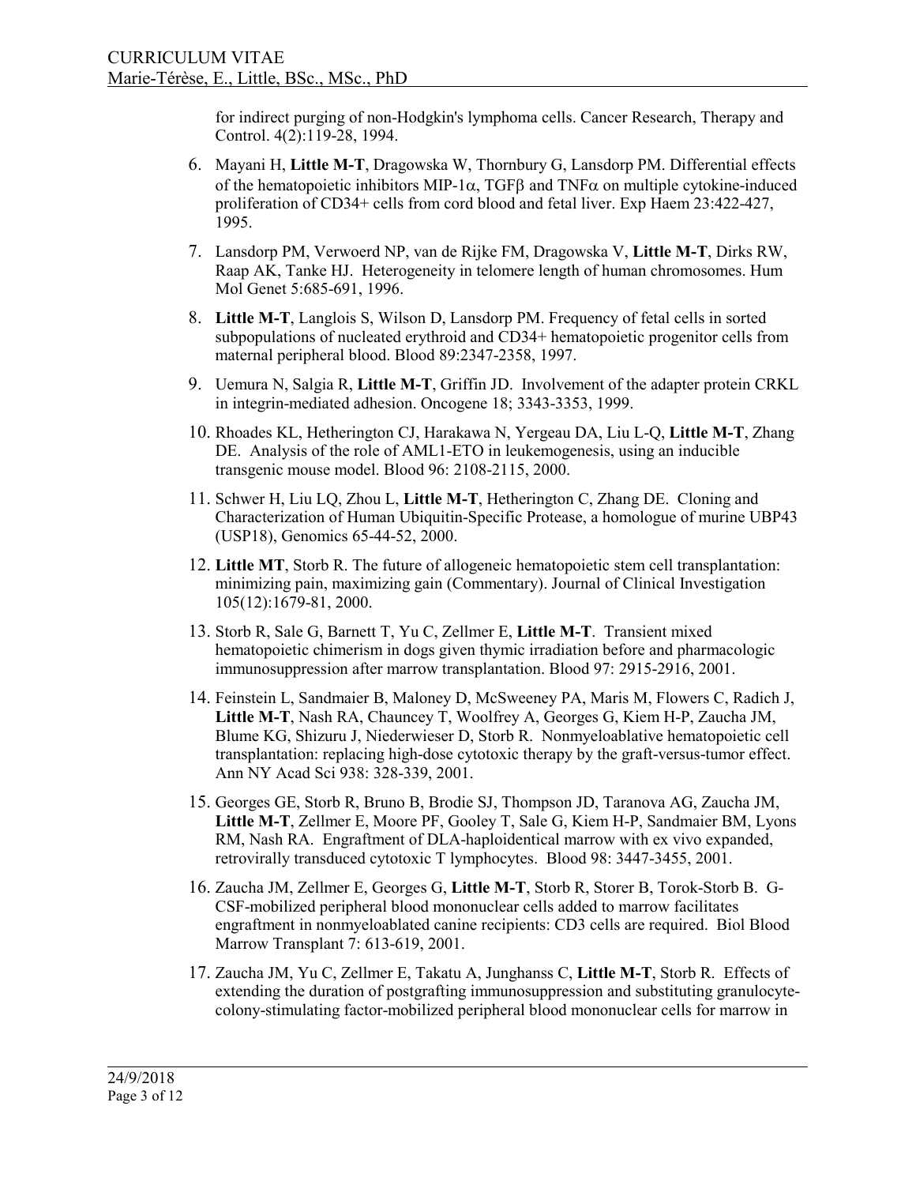for indirect purging of non-Hodgkin's lymphoma cells. Cancer Research, Therapy and Control. 4(2):119-28, 1994.

6. Mayani H, **Little M-T**, Dragowska W, Thornbury G, Lansdorp PM. Differential effects of the hematopoietic inhibitors MIP-1$\alpha$, TGF$\beta$ and TNF$\alpha$ on multiple cytokine-induced proliferation of CD34+ cells from cord blood and fetal liver. Exp Haem 23:422-427, 1995.

7. Lansdorp PM, Verwoerd NP, van de Rijke FM, Dragowska V, **Little M-T**, Dirks RW, Raap AK, Tanke HJ. Heterogeneity in telomere length of human chromosomes. Hum Mol Genet 5:685-691, 1996.

8. **Little M-T**, Langlois S, Wilson D, Lansdorp PM. Frequency of fetal cells in sorted subpopulations of nucleated erythroid and CD34+ hematopoietic progenitor cells from maternal peripheral blood. Blood 89:2347-2358, 1997.

9. Uemura N, Salgia R, **Little M-T**, Griffin JD. Involvement of the adapter protein CRKL in integrin-mediated adhesion. Oncogene 18; 3343-3353, 1999.

10. Rhoades KL, Hetherington CJ, Harakawa N, Yergeau DA, Liu L-Q, **Little M-T**, Zhang DE. Analysis of the role of AML1-ETO in leukemogenesis, using an inducible transgenic mouse model. Blood 96: 2108-2115, 2000.

11. Schwer H, Liu LQ, Zhou L, **Little M-T**, Hetherington C, Zhang DE. Cloning and Characterization of Human Ubiquitin-Specific Protease, a homologue of murine UBP43 (USP18), Genomics 65-44-52, 2000.

12. **Little MT**, Storb R. The future of allogeneic hematopoietic stem cell transplantation: minimizing pain, maximizing gain (Commentary). Journal of Clinical Investigation 105(12):1679-81, 2000.

13. Storb R, Sale G, Barnett T, Yu C, Zellmer E, **Little M-T**. Transient mixed hematopoietic chimerism in dogs given thymic irradiation before and pharmacologic immunosuppression after marrow transplantation. Blood 97: 2915-2916, 2001.

14. Feinstein L, Sandmaier B, Maloney D, McSweeney PA, Maris M, Flowers C, Radich J, **Little M-T**, Nash RA, Chauncey T, Woolfrey A, Georges G, Kiem H-P, Zaucha JM, Blume KG, Shizuru J, Niederwieser D, Storb R. Nonmyeloablative hematopoietic cell transplantation: replacing high-dose cytotoxic therapy by the graft-versus-tumor effect. Ann NY Acad Sci 938: 328-339, 2001.

15. Georges GE, Storb R, Bruno B, Brodie SJ, Thompson JD, Taranova AG, Zaucha JM, **Little M-T**, Zellmer E, Moore PF, Gooley T, Sale G, Kiem H-P, Sandmaier BM, Lyons RM, Nash RA. Engraftment of DLA-haploidentical marrow with ex vivo expanded, retrovirally transduced cytotoxic T lymphocytes. Blood 98: 3447-3455, 2001.

16. Zaucha JM, Zellmer E, Georges G, **Little M-T**, Storb R, Storer B, Torok-Storb B. G-CSF-mobilized peripheral blood mononuclear cells added to marrow facilitates engraftment in nonmyeloablated canine recipients: CD3 cells are required. Biol Blood Marrow Transplant 7: 613-619, 2001.

17. Zaucha JM, Yu C, Zellmer E, Takatu A, Junghanss C, **Little M-T**, Storb R. Effects of extending the duration of postgrafting immunosuppression and substituting granulocyte-colony-stimulating factor-mobilized peripheral blood mononuclear cells for marrow in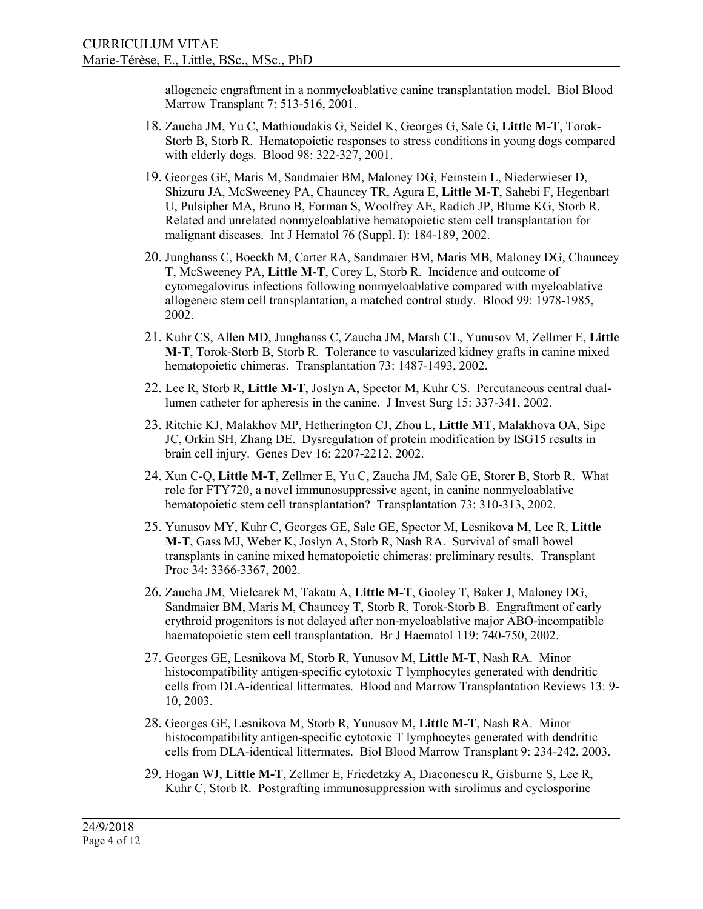allogeneic engraftment in a nonmyeloablative canine transplantation model. Biol Blood Marrow Transplant 7: 513-516, 2001.

18. Zaucha JM, Yu C, Mathioudakis G, Seidel K, Georges G, Sale G, **Little M-T**, Torok-Storb B, Storb R. Hematopoietic responses to stress conditions in young dogs compared with elderly dogs. Blood 98: 322-327, 2001.

19. Georges GE, Maris M, Sandmaier BM, Maloney DG, Feinstein L, Niederwieser D, Shizuru JA, McSweeney PA, Chauncey TR, Agura E, **Little M-T**, Sahebi F, Hegenbart U, Pulsipher MA, Bruno B, Forman S, Woolfrey AE, Radich JP, Blume KG, Storb R. Related and unrelated nonmyeloablative hematopoietic stem cell transplantation for malignant diseases. Int J Hematol 76 (Suppl. I): 184-189, 2002.

20. Junghanss C, Boeckh M, Carter RA, Sandmaier BM, Maris MB, Maloney DG, Chauncey T, McSweeney PA, **Little M-T**, Corey L, Storb R. Incidence and outcome of cytomegalovirus infections following nonmyeloablative compared with myeloablative allogeneic stem cell transplantation, a matched control study. Blood 99: 1978-1985, 2002.

21. Kuhr CS, Allen MD, Junghanss C, Zaucha JM, Marsh CL, Yunusov M, Zellmer E, **Little M-T**, Torok-Storb B, Storb R. Tolerance to vascularized kidney grafts in canine mixed hematopoietic chimeras. Transplantation 73: 1487-1493, 2002.

22. Lee R, Storb R, **Little M-T**, Joslyn A, Spector M, Kuhr CS. Percutaneous central dual-lumen catheter for apheresis in the canine. J Invest Surg 15: 337-341, 2002.

23. Ritchie KJ, Malakhov MP, Hetherington CJ, Zhou L, **Little MT**, Malakhova OA, Sipe JC, Orkin SH, Zhang DE. Dysregulation of protein modification by ISG15 results in brain cell injury. Genes Dev 16: 2207-2212, 2002.

24. Xun C-Q, **Little M-T**, Zellmer E, Yu C, Zaucha JM, Sale GE, Storer B, Storb R. What role for FTY720, a novel immunosuppressive agent, in canine nonmyeloablative hematopoietic stem cell transplantation? Transplantation 73: 310-313, 2002.

25. Yunusov MY, Kuhr C, Georges GE, Sale GE, Spector M, Lesnikova M, Lee R, **Little M-T**, Gass MJ, Weber K, Joslyn A, Storb R, Nash RA. Survival of small bowel transplants in canine mixed hematopoietic chimeras: preliminary results. Transplant Proc 34: 3366-3367, 2002.

26. Zaucha JM, Mielcarek M, Takatu A, **Little M-T**, Gooley T, Baker J, Maloney DG, Sandmaier BM, Maris M, Chauncey T, Storb R, Torok-Storb B. Engraftment of early erythroid progenitors is not delayed after non-myeloablative major ABO-incompatible haematopoietic stem cell transplantation. Br J Haematol 119: 740-750, 2002.

27. Georges GE, Lesnikova M, Storb R, Yunusov M, **Little M-T**, Nash RA. Minor histocompatibility antigen-specific cytotoxic T lymphocytes generated with dendritic cells from DLA-identical littermates. Blood and Marrow Transplantation Reviews 13: 9-10, 2003.

28. Georges GE, Lesnikova M, Storb R, Yunusov M, **Little M-T**, Nash RA. Minor histocompatibility antigen-specific cytotoxic T lymphocytes generated with dendritic cells from DLA-identical littermates. Biol Blood Marrow Transplant 9: 234-242, 2003.

29. Hogan WJ, **Little M-T**, Zellmer E, Friedetzky A, Diaconescu R, Gisburne S, Lee R, Kuhr C, Storb R. Postgrafting immunosuppression with sirolimus and cyclosporine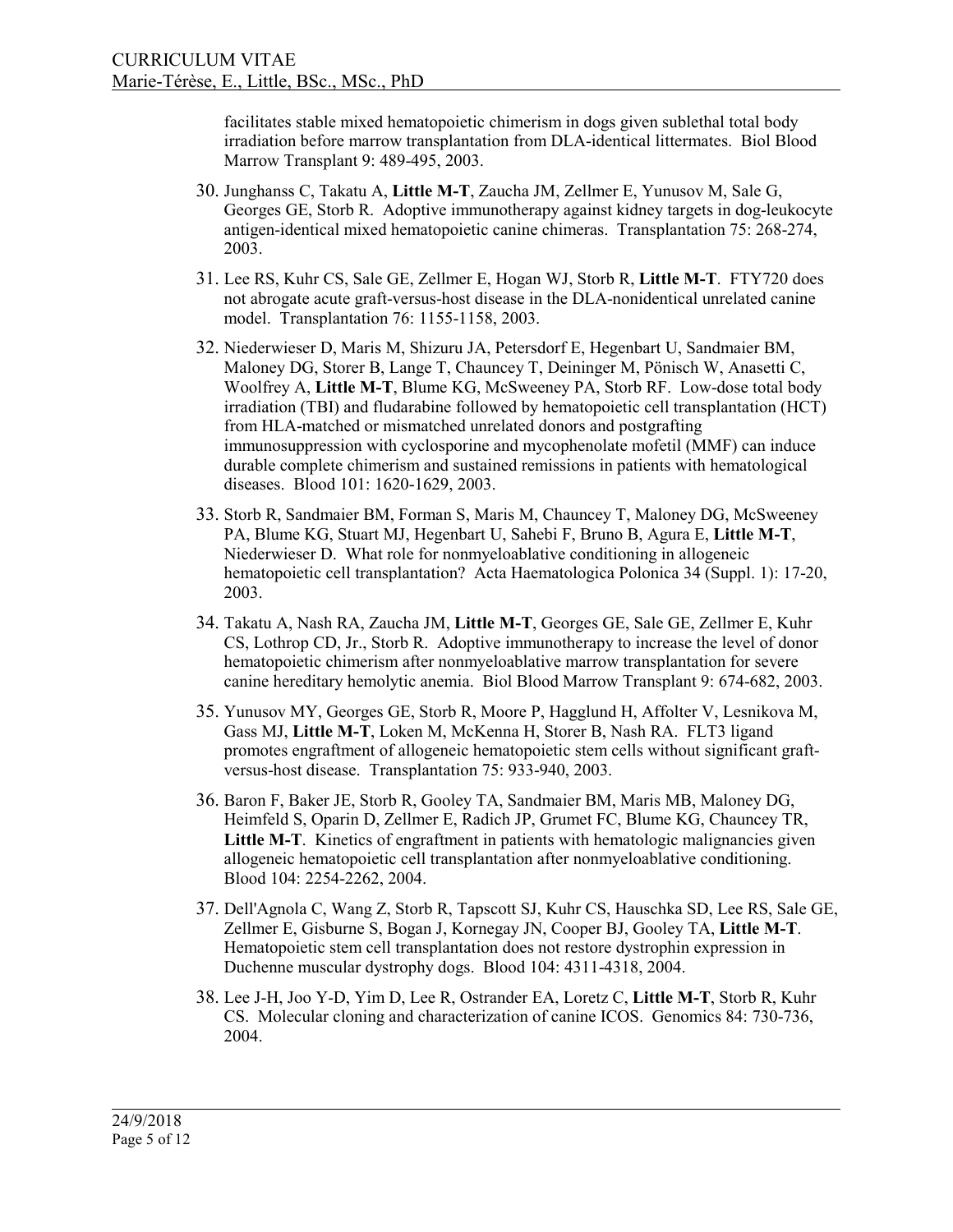facilitates stable mixed hematopoietic chimerism in dogs given sublethal total body irradiation before marrow transplantation from DLA-identical littermates. Biol Blood Marrow Transplant 9: 489-495, 2003.

30. Junghanss C, Takatu A, **Little M-T**, Zaucha JM, Zellmer E, Yunusov M, Sale G, Georges GE, Storb R. Adoptive immunotherapy against kidney targets in dog-leukocyte antigen-identical mixed hematopoietic canine chimeras. Transplantation 75: 268-274, 2003.
31. Lee RS, Kuhr CS, Sale GE, Zellmer E, Hogan WJ, Storb R, **Little M-T**. FTY720 does not abrogate acute graft-versus-host disease in the DLA-nonidentical unrelated canine model. Transplantation 76: 1155-1158, 2003.
32. Niederwieser D, Maris M, Shizuru JA, Petersdorf E, Hegenbart U, Sandmaier BM, Maloney DG, Storer B, Lange T, Chauncey T, Deininger M, Pönisch W, Anasetti C, Woolfrey A, **Little M-T**, Blume KG, McSweeney PA, Storb RF. Low-dose total body irradiation (TBI) and fludarabine followed by hematopoietic cell transplantation (HCT) from HLA-matched or mismatched unrelated donors and postgrafting immunosuppression with cyclosporine and mycophenolate mofetil (MMF) can induce durable complete chimerism and sustained remissions in patients with hematological diseases. Blood 101: 1620-1629, 2003.
33. Storb R, Sandmaier BM, Forman S, Maris M, Chauncey T, Maloney DG, McSweeney PA, Blume KG, Stuart MJ, Hegenbart U, Sahebi F, Bruno B, Agura E, **Little M-T**, Niederwieser D. What role for nonmyeloablative conditioning in allogeneic hematopoietic cell transplantation? Acta Haematologica Polonica 34 (Suppl. 1): 17-20, 2003.
34. Takatu A, Nash RA, Zaucha JM, **Little M-T**, Georges GE, Sale GE, Zellmer E, Kuhr CS, Lothrop CD, Jr., Storb R. Adoptive immunotherapy to increase the level of donor hematopoietic chimerism after nonmyeloablative marrow transplantation for severe canine hereditary hemolytic anemia. Biol Blood Marrow Transplant 9: 674-682, 2003.
35. Yunusov MY, Georges GE, Storb R, Moore P, Hagglund H, Affolter V, Lesnikova M, Gass MJ, **Little M-T**, Loken M, McKenna H, Storer B, Nash RA. FLT3 ligand promotes engraftment of allogeneic hematopoietic stem cells without significant graft-versus-host disease. Transplantation 75: 933-940, 2003.
36. Baron F, Baker JE, Storb R, Gooley TA, Sandmaier BM, Maris MB, Maloney DG, Heimfeld S, Oparin D, Zellmer E, Radich JP, Grumet FC, Blume KG, Chauncey TR, **Little M-T**. Kinetics of engraftment in patients with hematologic malignancies given allogeneic hematopoietic cell transplantation after nonmyeloablative conditioning. Blood 104: 2254-2262, 2004.
37. Dell'Agnola C, Wang Z, Storb R, Tapscott SJ, Kuhr CS, Hauschka SD, Lee RS, Sale GE, Zellmer E, Gisburne S, Bogan J, Kornegay JN, Cooper BJ, Gooley TA, **Little M-T**. Hematopoietic stem cell transplantation does not restore dystrophin expression in Duchenne muscular dystrophy dogs. Blood 104: 4311-4318, 2004.
38. Lee J-H, Joo Y-D, Yim D, Lee R, Ostrander EA, Loretz C, **Little M-T**, Storb R, Kuhr CS. Molecular cloning and characterization of canine ICOS. Genomics 84: 730-736, 2004.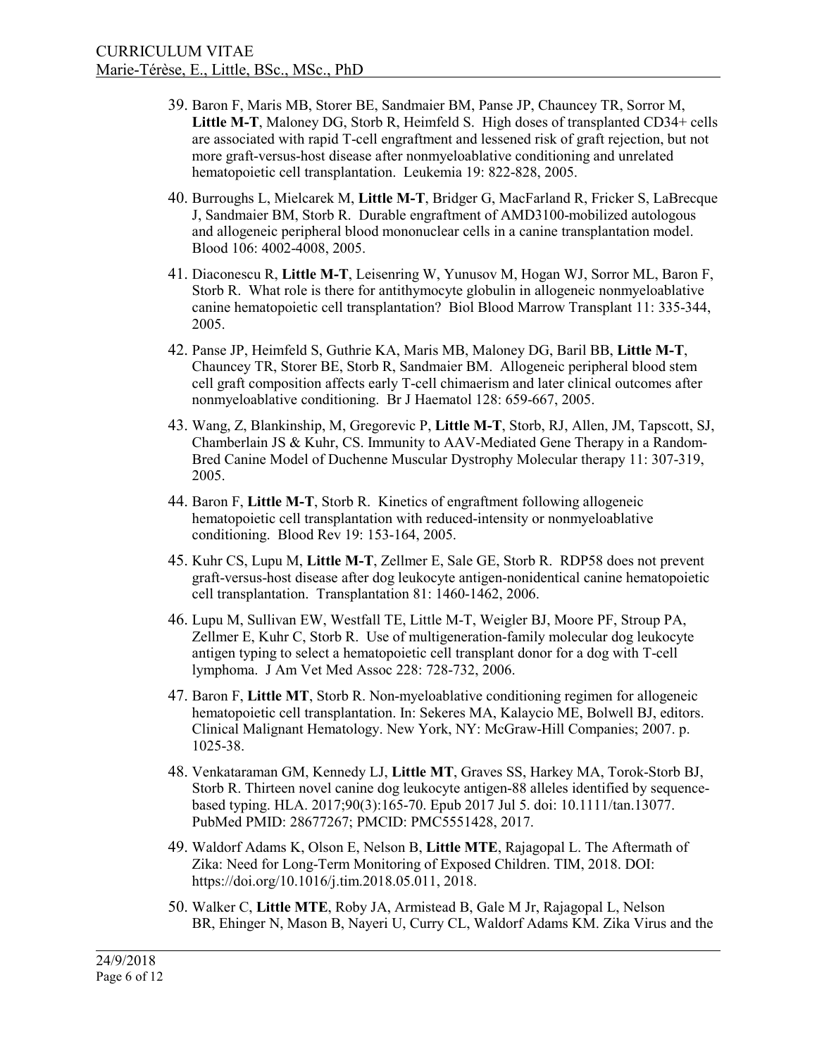39. Baron F, Maris MB, Storer BE, Sandmaier BM, Panse JP, Chauncey TR, Sorror M, **Little M-T**, Maloney DG, Storb R, Heimfeld S. High doses of transplanted CD34+ cells are associated with rapid T-cell engraftment and lessened risk of graft rejection, but not more graft-versus-host disease after nonmyeloablative conditioning and unrelated hematopoietic cell transplantation. Leukemia 19: 822-828, 2005.

40. Burroughs L, Mielcarek M, **Little M-T**, Bridger G, MacFarland R, Fricker S, LaBrecque J, Sandmaier BM, Storb R. Durable engraftment of AMD3100-mobilized autologous and allogeneic peripheral blood mononuclear cells in a canine transplantation model. Blood 106: 4002-4008, 2005.

41. Diaconescu R, **Little M-T**, Leisenring W, Yunusov M, Hogan WJ, Sorror ML, Baron F, Storb R. What role is there for antithymocyte globulin in allogeneic nonmyeloablative canine hematopoietic cell transplantation? Biol Blood Marrow Transplant 11: 335-344, 2005.

42. Panse JP, Heimfeld S, Guthrie KA, Maris MB, Maloney DG, Baril BB, **Little M-T**, Chauncey TR, Storer BE, Storb R, Sandmaier BM. Allogeneic peripheral blood stem cell graft composition affects early T-cell chimaerism and later clinical outcomes after nonmyeloablative conditioning. Br J Haematol 128: 659-667, 2005.

43. Wang, Z, Blankinship, M, Gregorevic P, **Little M-T**, Storb, RJ, Allen, JM, Tapscott, SJ, Chamberlain JS & Kuhr, CS. Immunity to AAV-Mediated Gene Therapy in a Random-Bred Canine Model of Duchenne Muscular Dystrophy Molecular therapy 11: 307-319, 2005.

44. Baron F, **Little M-T**, Storb R. Kinetics of engraftment following allogeneic hematopoietic cell transplantation with reduced-intensity or nonmyeloablative conditioning. Blood Rev 19: 153-164, 2005.

45. Kuhr CS, Lupu M, **Little M-T**, Zellmer E, Sale GE, Storb R. RDP58 does not prevent graft-versus-host disease after dog leukocyte antigen-nonidentical canine hematopoietic cell transplantation. Transplantation 81: 1460-1462, 2006.

46. Lupu M, Sullivan EW, Westfall TE, Little M-T, Weigler BJ, Moore PF, Stroup PA, Zellmer E, Kuhr C, Storb R. Use of multigeneration-family molecular dog leukocyte antigen typing to select a hematopoietic cell transplant donor for a dog with T-cell lymphoma. J Am Vet Med Assoc 228: 728-732, 2006.

47. Baron F, **Little MT**, Storb R. Non-myeloablative conditioning regimen for allogeneic hematopoietic cell transplantation. In: Sekeres MA, Kalaycio ME, Bolwell BJ, editors. Clinical Malignant Hematology. New York, NY: McGraw-Hill Companies; 2007. p. 1025-38.

48. Venkataraman GM, Kennedy LJ, **Little MT**, Graves SS, Harkey MA, Torok-Storb BJ, Storb R. Thirteen novel canine dog leukocyte antigen-88 alleles identified by sequence-based typing. HLA. 2017;90(3):165-70. Epub 2017 Jul 5. doi: 10.1111/tan.13077. PubMed PMID: 28677267; PMCID: PMC5551428, 2017.

49. Waldorf Adams K, Olson E, Nelson B, **Little MTE**, Rajagopal L. The Aftermath of Zika: Need for Long-Term Monitoring of Exposed Children. TIM, 2018. DOI: https://doi.org/10.1016/j.tim.2018.05.011, 2018.

50. Walker C, **Little MTE**, Roby JA, Armistead B, Gale M Jr, Rajagopal L, Nelson BR, Ehinger N, Mason B, Nayeri U, Curry CL, Waldorf Adams KM. Zika Virus and the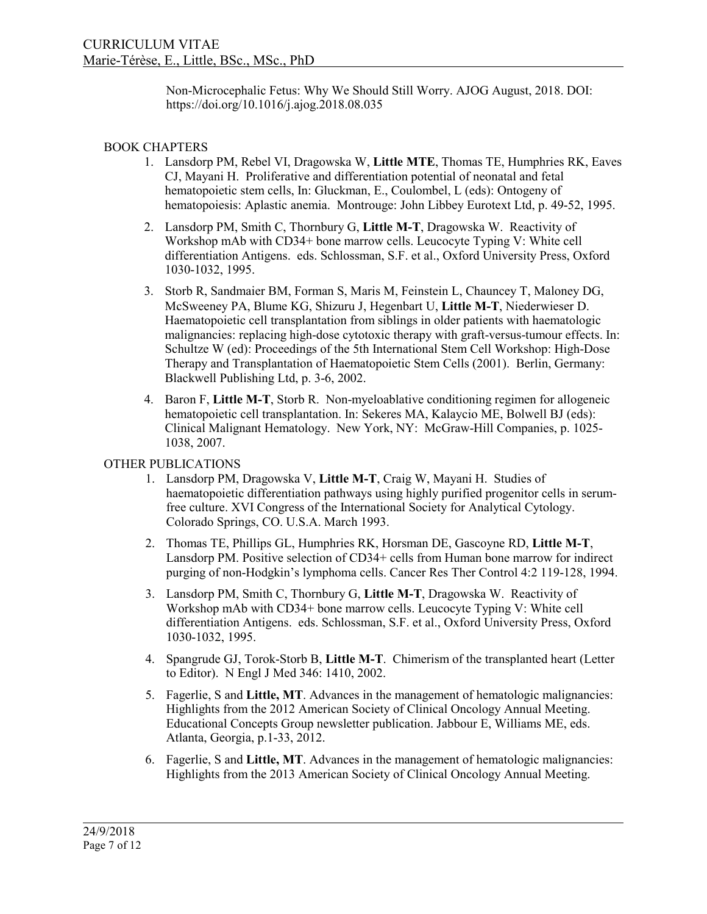Non-Microcephalic Fetus: Why We Should Still Worry. AJOG August, 2018. DOI: https://doi.org/10.1016/j.ajog.2018.08.035

BOOK CHAPTERS

1. Lansdorp PM, Rebel VI, Dragowska W, **Little MTE**, Thomas TE, Humphries RK, Eaves CJ, Mayani H. Proliferative and differentiation potential of neonatal and fetal hematopoietic stem cells, In: Gluckman, E., Coulombel, L (eds): Ontogeny of hematopoiesis: Aplastic anemia. Montrouge: John Libbey Eurotext Ltd, p. 49-52, 1995.

2. Lansdorp PM, Smith C, Thornbury G, **Little M-T**, Dragowska W. Reactivity of Workshop mAb with CD34+ bone marrow cells. Leucocyte Typing V: White cell differentiation Antigens. eds. Schlossman, S.F. et al., Oxford University Press, Oxford 1030-1032, 1995.

3. Storb R, Sandmaier BM, Forman S, Maris M, Feinstein L, Chauncey T, Maloney DG, McSweeney PA, Blume KG, Shizuru J, Hegenbart U, **Little M-T**, Niederwieser D. Haematopoietic cell transplantation from siblings in older patients with haematologic malignancies: replacing high-dose cytotoxic therapy with graft-versus-tumour effects. In: Schultze W (ed): Proceedings of the 5th International Stem Cell Workshop: High-Dose Therapy and Transplantation of Haematopoietic Stem Cells (2001). Berlin, Germany: Blackwell Publishing Ltd, p. 3-6, 2002.

4. Baron F, **Little M-T**, Storb R. Non-myeloablative conditioning regimen for allogeneic hematopoietic cell transplantation. In: Sekeres MA, Kalaycio ME, Bolwell BJ (eds): Clinical Malignant Hematology. New York, NY: McGraw-Hill Companies, p. 1025-1038, 2007.

OTHER PUBLICATIONS

1. Lansdorp PM, Dragowska V, **Little M-T**, Craig W, Mayani H. Studies of haematopoietic differentiation pathways using highly purified progenitor cells in serum-free culture. XVI Congress of the International Society for Analytical Cytology. Colorado Springs, CO. U.S.A. March 1993.

2. Thomas TE, Phillips GL, Humphries RK, Horsman DE, Gascoyne RD, **Little M-T**, Lansdorp PM. Positive selection of CD34+ cells from Human bone marrow for indirect purging of non-Hodgkin's lymphoma cells. Cancer Res Ther Control 4:2 119-128, 1994.

3. Lansdorp PM, Smith C, Thornbury G, **Little M-T**, Dragowska W. Reactivity of Workshop mAb with CD34+ bone marrow cells. Leucocyte Typing V: White cell differentiation Antigens. eds. Schlossman, S.F. et al., Oxford University Press, Oxford 1030-1032, 1995.

4. Spangrude GJ, Torok-Storb B, **Little M-T**. Chimerism of the transplanted heart (Letter to Editor). N Engl J Med 346: 1410, 2002.

5. Fagerlie, S and **Little, MT**. Advances in the management of hematologic malignancies: Highlights from the 2012 American Society of Clinical Oncology Annual Meeting. Educational Concepts Group newsletter publication. Jabbour E, Williams ME, eds. Atlanta, Georgia, p.1-33, 2012.

6. Fagerlie, S and **Little, MT**. Advances in the management of hematologic malignancies: Highlights from the 2013 American Society of Clinical Oncology Annual Meeting.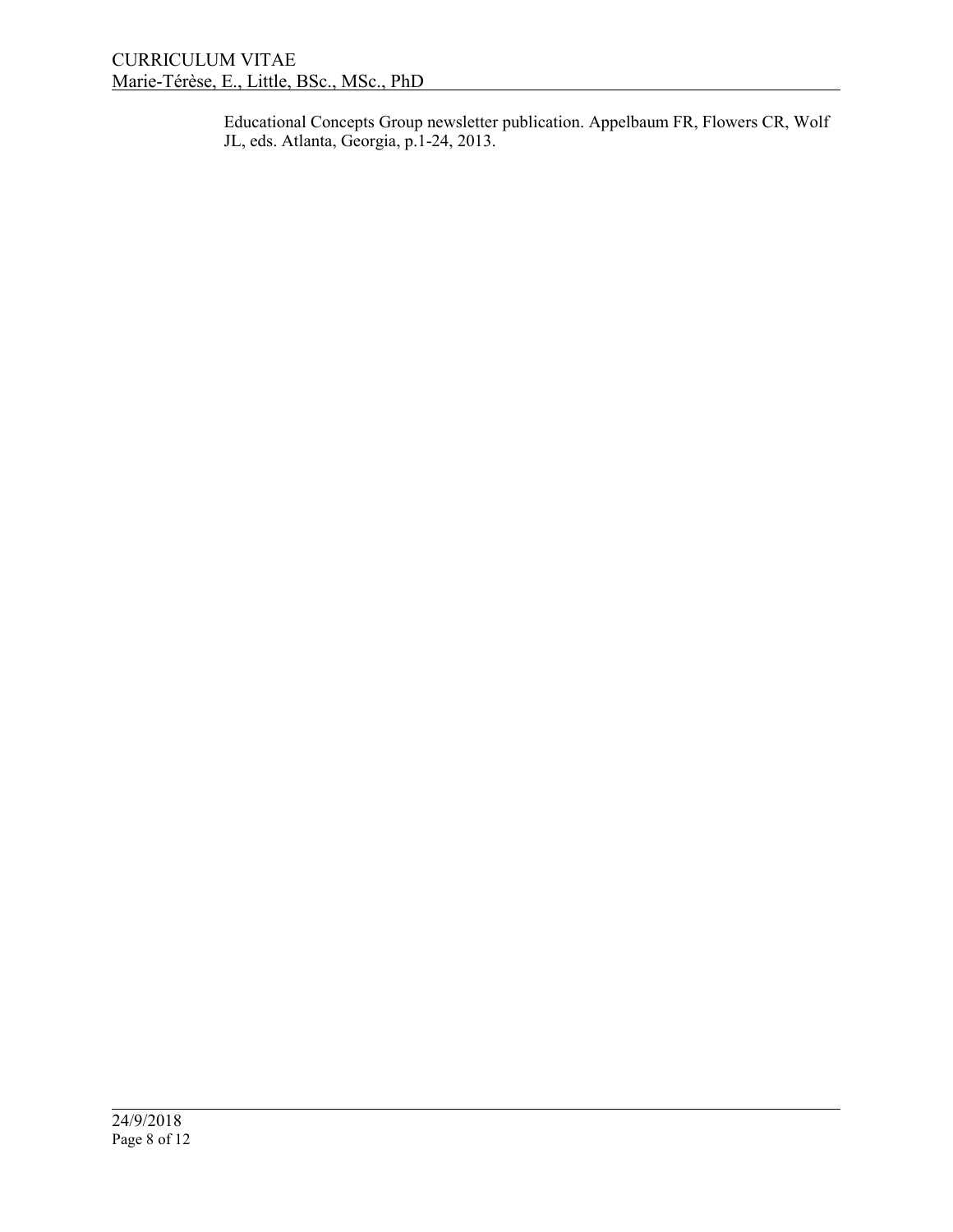Educational Concepts Group newsletter publication. Appelbaum FR, Flowers CR, Wolf JL, eds. Atlanta, Georgia, p.1-24, 2013.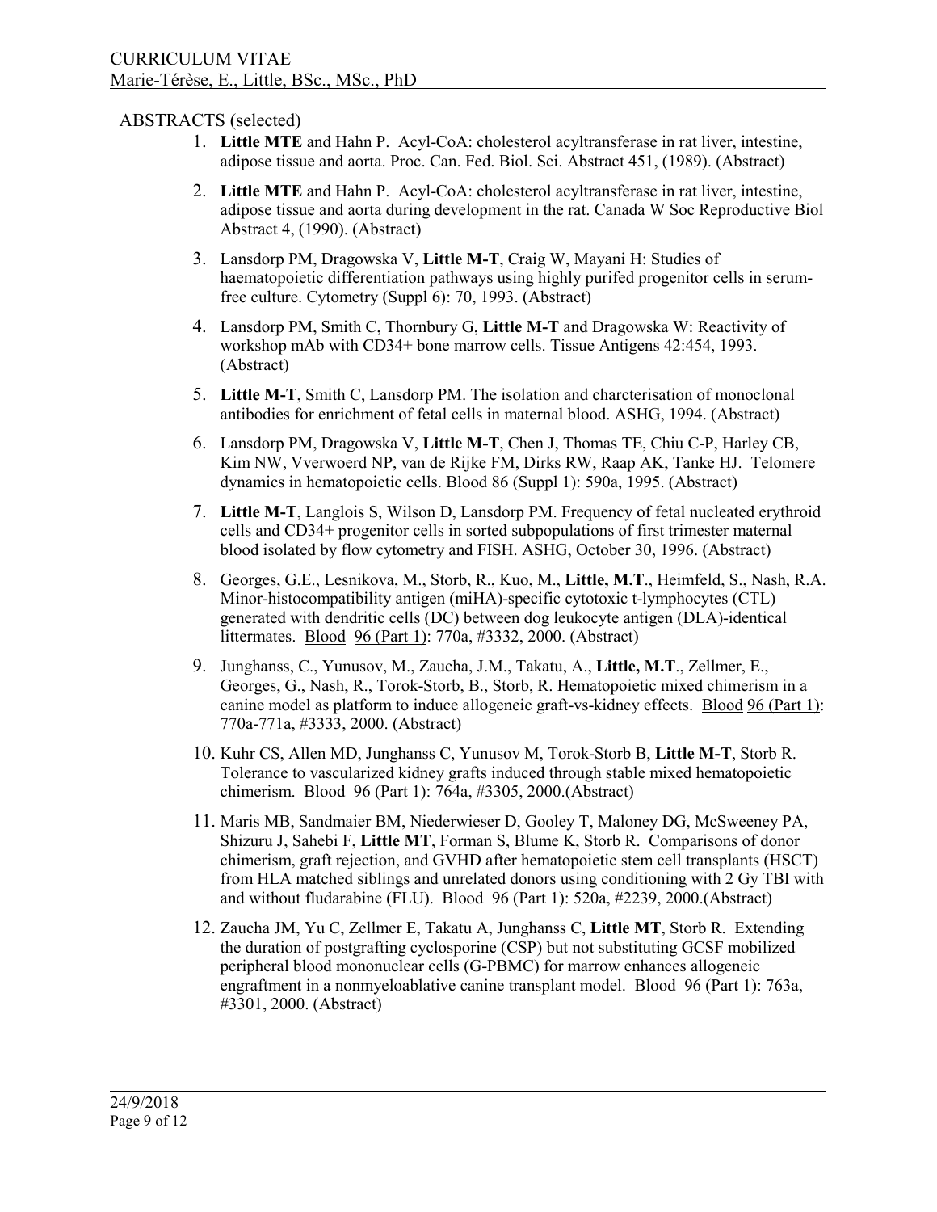## ABSTRACTS (selected)

1. **Little MTE** and Hahn P. Acyl-CoA: cholesterol acyltransferase in rat liver, intestine, adipose tissue and aorta. Proc. Can. Fed. Biol. Sci. Abstract 451, (1989). (Abstract)
2. **Little MTE** and Hahn P. Acyl-CoA: cholesterol acyltransferase in rat liver, intestine, adipose tissue and aorta during development in the rat. Canada W Soc Reproductive Biol Abstract 4, (1990). (Abstract)
3. Lansdorp PM, Dragowska V, **Little M-T**, Craig W, Mayani H: Studies of haematopoietic differentiation pathways using highly purifed progenitor cells in serum-free culture. Cytometry (Suppl 6): 70, 1993. (Abstract)
4. Lansdorp PM, Smith C, Thornbury G, **Little M-T** and Dragowska W: Reactivity of workshop mAb with CD34+ bone marrow cells. Tissue Antigens 42:454, 1993. (Abstract)
5. **Little M-T**, Smith C, Lansdorp PM. The isolation and charcterisation of monoclonal antibodies for enrichment of fetal cells in maternal blood. ASHG, 1994. (Abstract)
6. Lansdorp PM, Dragowska V, **Little M-T**, Chen J, Thomas TE, Chiu C-P, Harley CB, Kim NW, Vverwoerd NP, van de Rijke FM, Dirks RW, Raap AK, Tanke HJ. Telomere dynamics in hematopoietic cells. Blood 86 (Suppl 1): 590a, 1995. (Abstract)
7. **Little M-T**, Langlois S, Wilson D, Lansdorp PM. Frequency of fetal nucleated erythroid cells and CD34+ progenitor cells in sorted subpopulations of first trimester maternal blood isolated by flow cytometry and FISH. ASHG, October 30, 1996. (Abstract)
8. Georges, G.E., Lesnikova, M., Storb, R., Kuo, M., **Little, M.T**., Heimfeld, S., Nash, R.A. Minor-histocompatibility antigen (miHA)-specific cytotoxic t-lymphocytes (CTL) generated with dendritic cells (DC) between dog leukocyte antigen (DLA)-identical littermates. Blood 96 (Part 1): 770a, #3332, 2000. (Abstract)
9. Junghanss, C., Yunusov, M., Zaucha, J.M., Takatu, A., **Little, M.T**., Zellmer, E., Georges, G., Nash, R., Torok-Storb, B., Storb, R. Hematopoietic mixed chimerism in a canine model as platform to induce allogeneic graft-vs-kidney effects. Blood 96 (Part 1): 770a-771a, #3333, 2000. (Abstract)
10. Kuhr CS, Allen MD, Junghanss C, Yunusov M, Torok-Storb B, **Little M-T**, Storb R. Tolerance to vascularized kidney grafts induced through stable mixed hematopoietic chimerism. Blood 96 (Part 1): 764a, #3305, 2000.(Abstract)
11. Maris MB, Sandmaier BM, Niederwieser D, Gooley T, Maloney DG, McSweeney PA, Shizuru J, Sahebi F, **Little MT**, Forman S, Blume K, Storb R. Comparisons of donor chimerism, graft rejection, and GVHD after hematopoietic stem cell transplants (HSCT) from HLA matched siblings and unrelated donors using conditioning with 2 Gy TBI with and without fludarabine (FLU). Blood 96 (Part 1): 520a, #2239, 2000.(Abstract)
12. Zaucha JM, Yu C, Zellmer E, Takatu A, Junghanss C, **Little MT**, Storb R. Extending the duration of postgrafting cyclosporine (CSP) but not substituting GCSF mobilized peripheral blood mononuclear cells (G-PBMC) for marrow enhances allogeneic engraftment in a nonmyeloablative canine transplant model. Blood 96 (Part 1): 763a, #3301, 2000. (Abstract)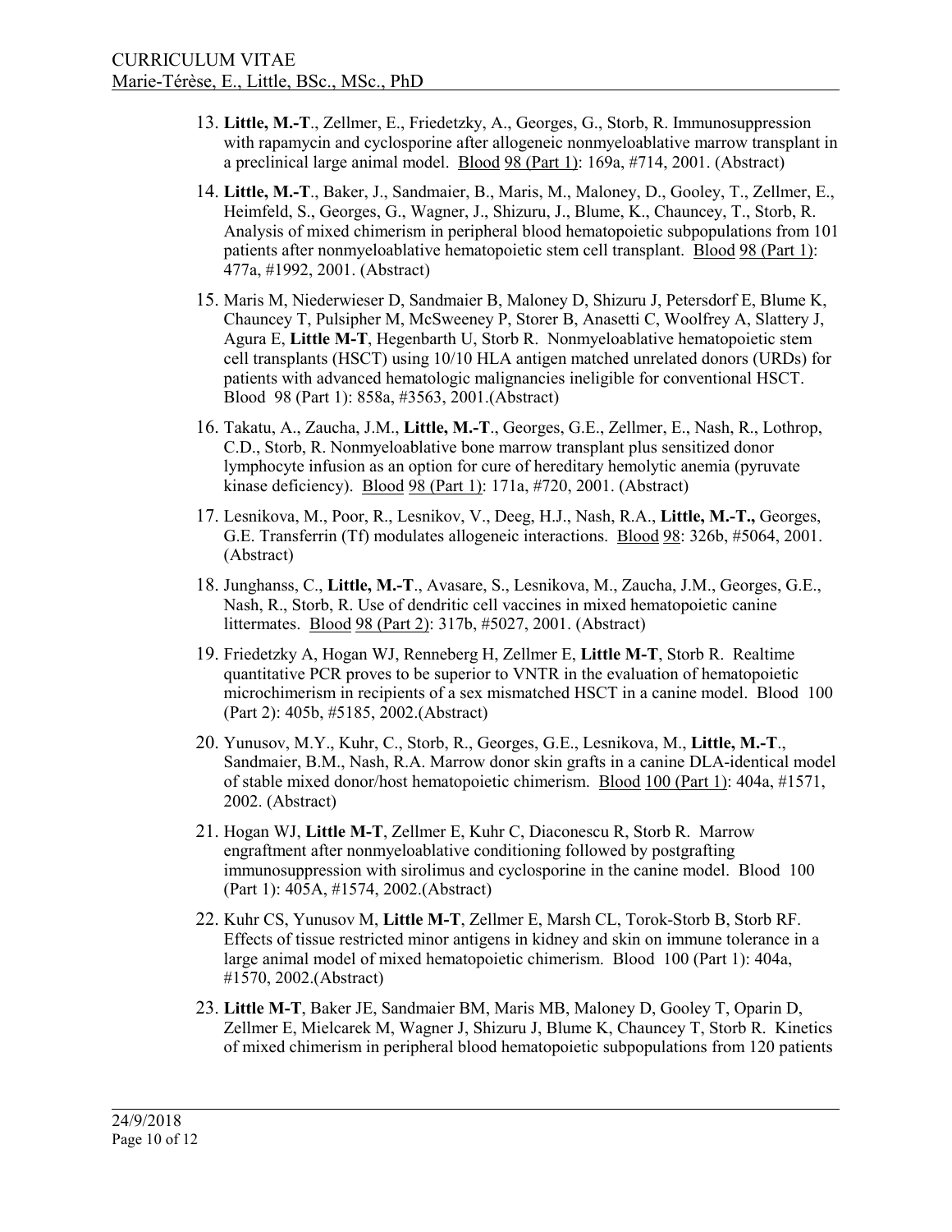13. **Little, M.-T**., Zellmer, E., Friedetzky, A., Georges, G., Storb, R. Immunosuppression with rapamycin and cyclosporine after allogeneic nonmyeloablative marrow transplant in a preclinical large animal model. Blood 98 (Part 1): 169a, #714, 2001. (Abstract)

14. **Little, M.-T**., Baker, J., Sandmaier, B., Maris, M., Maloney, D., Gooley, T., Zellmer, E., Heimfeld, S., Georges, G., Wagner, J., Shizuru, J., Blume, K., Chauncey, T., Storb, R. Analysis of mixed chimerism in peripheral blood hematopoietic subpopulations from 101 patients after nonmyeloablative hematopoietic stem cell transplant. Blood 98 (Part 1): 477a, #1992, 2001. (Abstract)

15. Maris M, Niederwieser D, Sandmaier B, Maloney D, Shizuru J, Petersdorf E, Blume K, Chauncey T, Pulsipher M, McSweeney P, Storer B, Anasetti C, Woolfrey A, Slattery J, Agura E, **Little M-T**, Hegenbarth U, Storb R. Nonmyeloablative hematopoietic stem cell transplants (HSCT) using 10/10 HLA antigen matched unrelated donors (URDs) for patients with advanced hematologic malignancies ineligible for conventional HSCT. Blood 98 (Part 1): 858a, #3563, 2001.(Abstract)

16. Takatu, A., Zaucha, J.M., **Little, M.-T**., Georges, G.E., Zellmer, E., Nash, R., Lothrop, C.D., Storb, R. Nonmyeloablative bone marrow transplant plus sensitized donor lymphocyte infusion as an option for cure of hereditary hemolytic anemia (pyruvate kinase deficiency). Blood 98 (Part 1): 171a, #720, 2001. (Abstract)

17. Lesnikova, M., Poor, R., Lesnikov, V., Deeg, H.J., Nash, R.A., **Little, M.-T.,** Georges, G.E. Transferrin (Tf) modulates allogeneic interactions. Blood 98: 326b, #5064, 2001. (Abstract)

18. Junghanss, C., **Little, M.-T**., Avasare, S., Lesnikova, M., Zaucha, J.M., Georges, G.E., Nash, R., Storb, R. Use of dendritic cell vaccines in mixed hematopoietic canine littermates. Blood 98 (Part 2): 317b, #5027, 2001. (Abstract)

19. Friedetzky A, Hogan WJ, Renneberg H, Zellmer E, **Little M-T**, Storb R. Realtime quantitative PCR proves to be superior to VNTR in the evaluation of hematopoietic microchimerism in recipients of a sex mismatched HSCT in a canine model. Blood 100 (Part 2): 405b, #5185, 2002.(Abstract)

20. Yunusov, M.Y., Kuhr, C., Storb, R., Georges, G.E., Lesnikova, M., **Little, M.-T**., Sandmaier, B.M., Nash, R.A. Marrow donor skin grafts in a canine DLA-identical model of stable mixed donor/host hematopoietic chimerism. Blood 100 (Part 1): 404a, #1571, 2002. (Abstract)

21. Hogan WJ, **Little M-T**, Zellmer E, Kuhr C, Diaconescu R, Storb R. Marrow engraftment after nonmyeloablative conditioning followed by postgrafting immunosuppression with sirolimus and cyclosporine in the canine model. Blood 100 (Part 1): 405A, #1574, 2002.(Abstract)

22. Kuhr CS, Yunusov M, **Little M-T**, Zellmer E, Marsh CL, Torok-Storb B, Storb RF. Effects of tissue restricted minor antigens in kidney and skin on immune tolerance in a large animal model of mixed hematopoietic chimerism. Blood 100 (Part 1): 404a, #1570, 2002.(Abstract)

23. **Little M-T**, Baker JE, Sandmaier BM, Maris MB, Maloney D, Gooley T, Oparin D, Zellmer E, Mielcarek M, Wagner J, Shizuru J, Blume K, Chauncey T, Storb R. Kinetics of mixed chimerism in peripheral blood hematopoietic subpopulations from 120 patients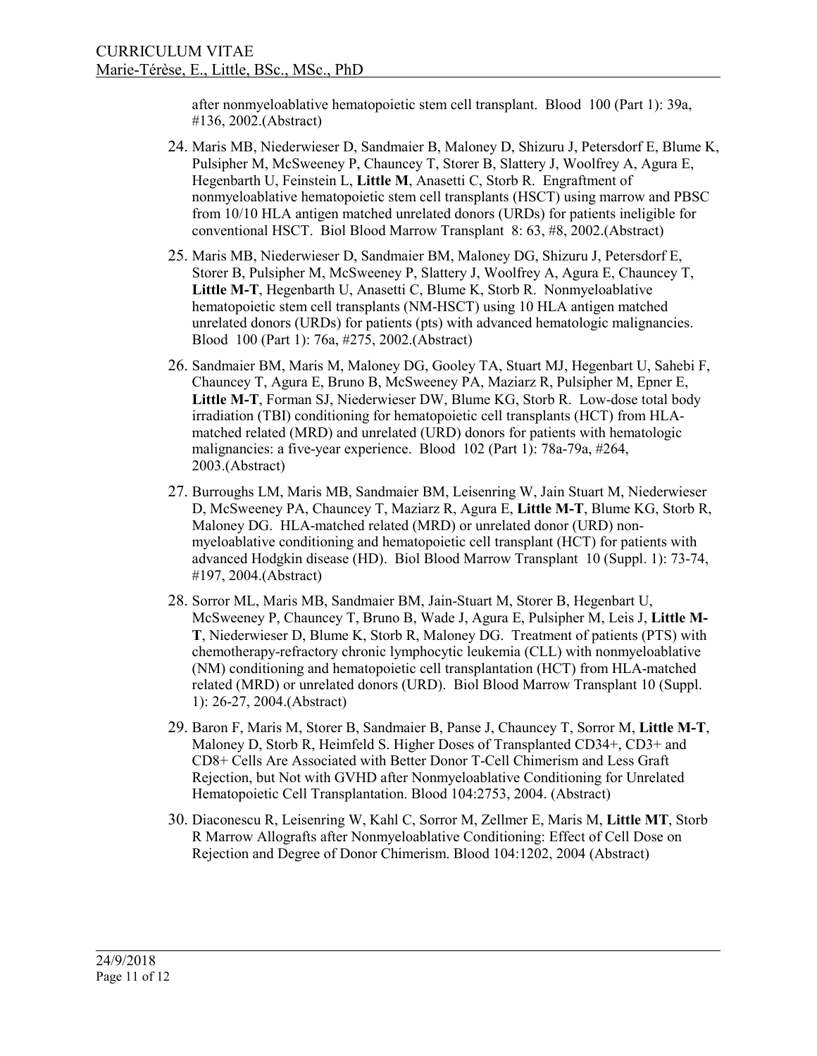after nonmyeloablative hematopoietic stem cell transplant. Blood 100 (Part 1): 39a, #136, 2002.(Abstract)

24. Maris MB, Niederwieser D, Sandmaier B, Maloney D, Shizuru J, Petersdorf E, Blume K, Pulsipher M, McSweeney P, Chauncey T, Storer B, Slattery J, Woolfrey A, Agura E, Hegenbarth U, Feinstein L, **Little M**, Anasetti C, Storb R. Engraftment of nonmyeloablative hematopoietic stem cell transplants (HSCT) using marrow and PBSC from 10/10 HLA antigen matched unrelated donors (URDs) for patients ineligible for conventional HSCT. Biol Blood Marrow Transplant 8: 63, #8, 2002.(Abstract)

25. Maris MB, Niederwieser D, Sandmaier BM, Maloney DG, Shizuru J, Petersdorf E, Storer B, Pulsipher M, McSweeney P, Slattery J, Woolfrey A, Agura E, Chauncey T, **Little M-T**, Hegenbarth U, Anasetti C, Blume K, Storb R. Nonmyeloablative hematopoietic stem cell transplants (NM-HSCT) using 10 HLA antigen matched unrelated donors (URDs) for patients (pts) with advanced hematologic malignancies. Blood 100 (Part 1): 76a, #275, 2002.(Abstract)

26. Sandmaier BM, Maris M, Maloney DG, Gooley TA, Stuart MJ, Hegenbart U, Sahebi F, Chauncey T, Agura E, Bruno B, McSweeney PA, Maziarz R, Pulsipher M, Epner E, **Little M-T**, Forman SJ, Niederwieser DW, Blume KG, Storb R. Low-dose total body irradiation (TBI) conditioning for hematopoietic cell transplants (HCT) from HLA-matched related (MRD) and unrelated (URD) donors for patients with hematologic malignancies: a five-year experience. Blood 102 (Part 1): 78a-79a, #264, 2003.(Abstract)

27. Burroughs LM, Maris MB, Sandmaier BM, Leisenring W, Jain Stuart M, Niederwieser D, McSweeney PA, Chauncey T, Maziarz R, Agura E, **Little M-T**, Blume KG, Storb R, Maloney DG. HLA-matched related (MRD) or unrelated donor (URD) non-myeloablative conditioning and hematopoietic cell transplant (HCT) for patients with advanced Hodgkin disease (HD). Biol Blood Marrow Transplant 10 (Suppl. 1): 73-74, #197, 2004.(Abstract)

28. Sorror ML, Maris MB, Sandmaier BM, Jain-Stuart M, Storer B, Hegenbart U, McSweeney P, Chauncey T, Bruno B, Wade J, Agura E, Pulsipher M, Leis J, **Little M-T**, Niederwieser D, Blume K, Storb R, Maloney DG. Treatment of patients (PTS) with chemotherapy-refractory chronic lymphocytic leukemia (CLL) with nonmyeloablative (NM) conditioning and hematopoietic cell transplantation (HCT) from HLA-matched related (MRD) or unrelated donors (URD). Biol Blood Marrow Transplant 10 (Suppl. 1): 26-27, 2004.(Abstract)

29. Baron F, Maris M, Storer B, Sandmaier B, Panse J, Chauncey T, Sorror M, **Little M-T**, Maloney D, Storb R, Heimfeld S. Higher Doses of Transplanted CD34+, CD3+ and CD8+ Cells Are Associated with Better Donor T-Cell Chimerism and Less Graft Rejection, but Not with GVHD after Nonmyeloablative Conditioning for Unrelated Hematopoietic Cell Transplantation. Blood 104:2753, 2004. (Abstract)

30. Diaconescu R, Leisenring W, Kahl C, Sorror M, Zellmer E, Maris M, **Little MT**, Storb R Marrow Allografts after Nonmyeloablative Conditioning: Effect of Cell Dose on Rejection and Degree of Donor Chimerism. Blood 104:1202, 2004 (Abstract)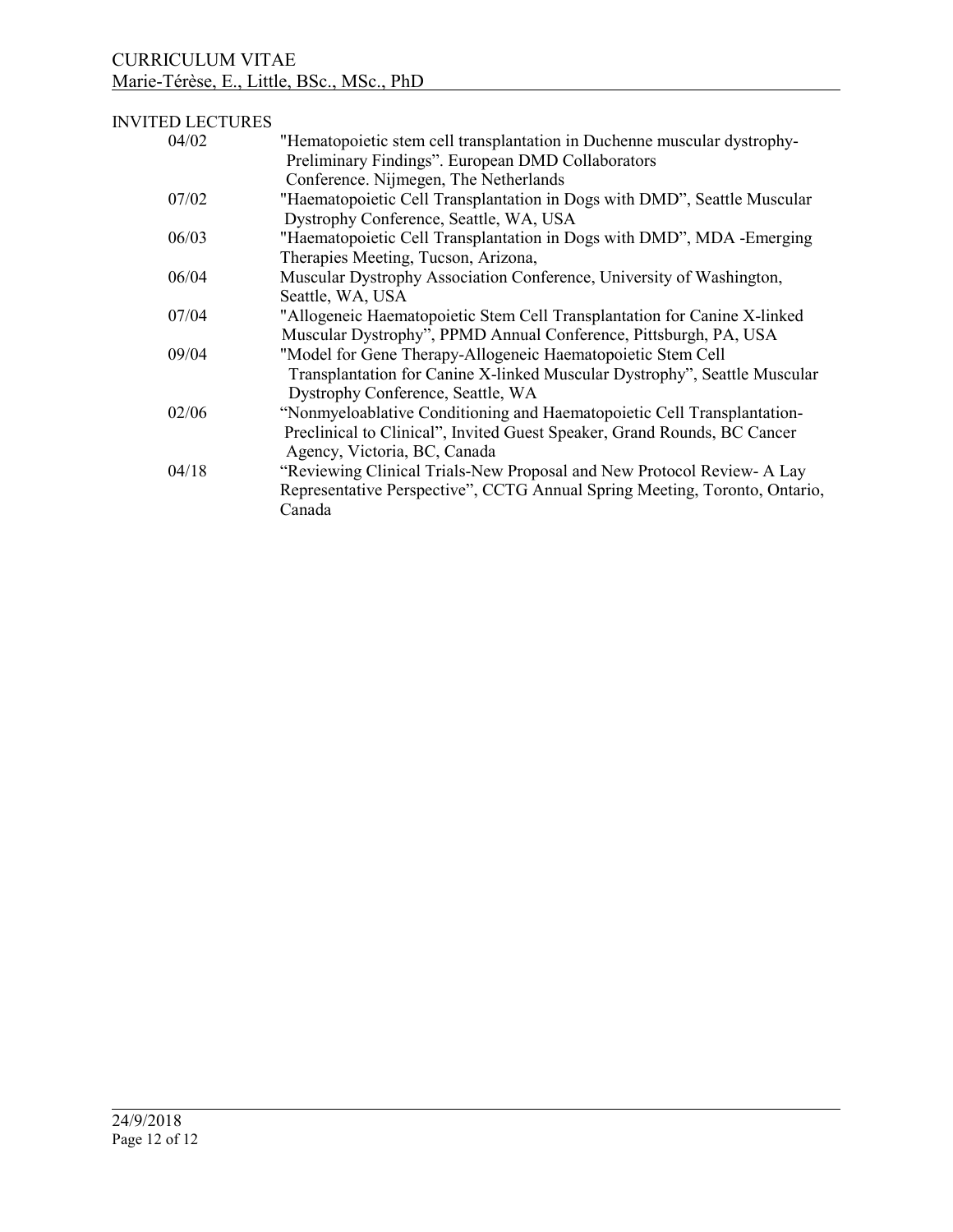## INVITED LECTURES

| | |
|---|---|
| 04/02 | "Hematopoietic stem cell transplantation in Duchenne muscular dystrophy-Preliminary Findings". European DMD Collaborators Conference. Nijmegen, The Netherlands |
| 07/02 | "Haematopoietic Cell Transplantation in Dogs with DMD", Seattle Muscular Dystrophy Conference, Seattle, WA, USA |
| 06/03 | "Haematopoietic Cell Transplantation in Dogs with DMD", MDA -Emerging Therapies Meeting, Tucson, Arizona, |
| 06/04 | Muscular Dystrophy Association Conference, University of Washington, Seattle, WA, USA |
| 07/04 | "Allogeneic Haematopoietic Stem Cell Transplantation for Canine X-linked Muscular Dystrophy", PPMD Annual Conference, Pittsburgh, PA, USA |
| 09/04 | "Model for Gene Therapy-Allogeneic Haematopoietic Stem Cell Transplantation for Canine X-linked Muscular Dystrophy", Seattle Muscular Dystrophy Conference, Seattle, WA |
| 02/06 | "Nonmyeloablative Conditioning and Haematopoietic Cell Transplantation-Preclinical to Clinical", Invited Guest Speaker, Grand Rounds, BC Cancer Agency, Victoria, BC, Canada |
| 04/18 | "Reviewing Clinical Trials-New Proposal and New Protocol Review- A Lay Representative Perspective", CCTG Annual Spring Meeting, Toronto, Ontario, Canada |